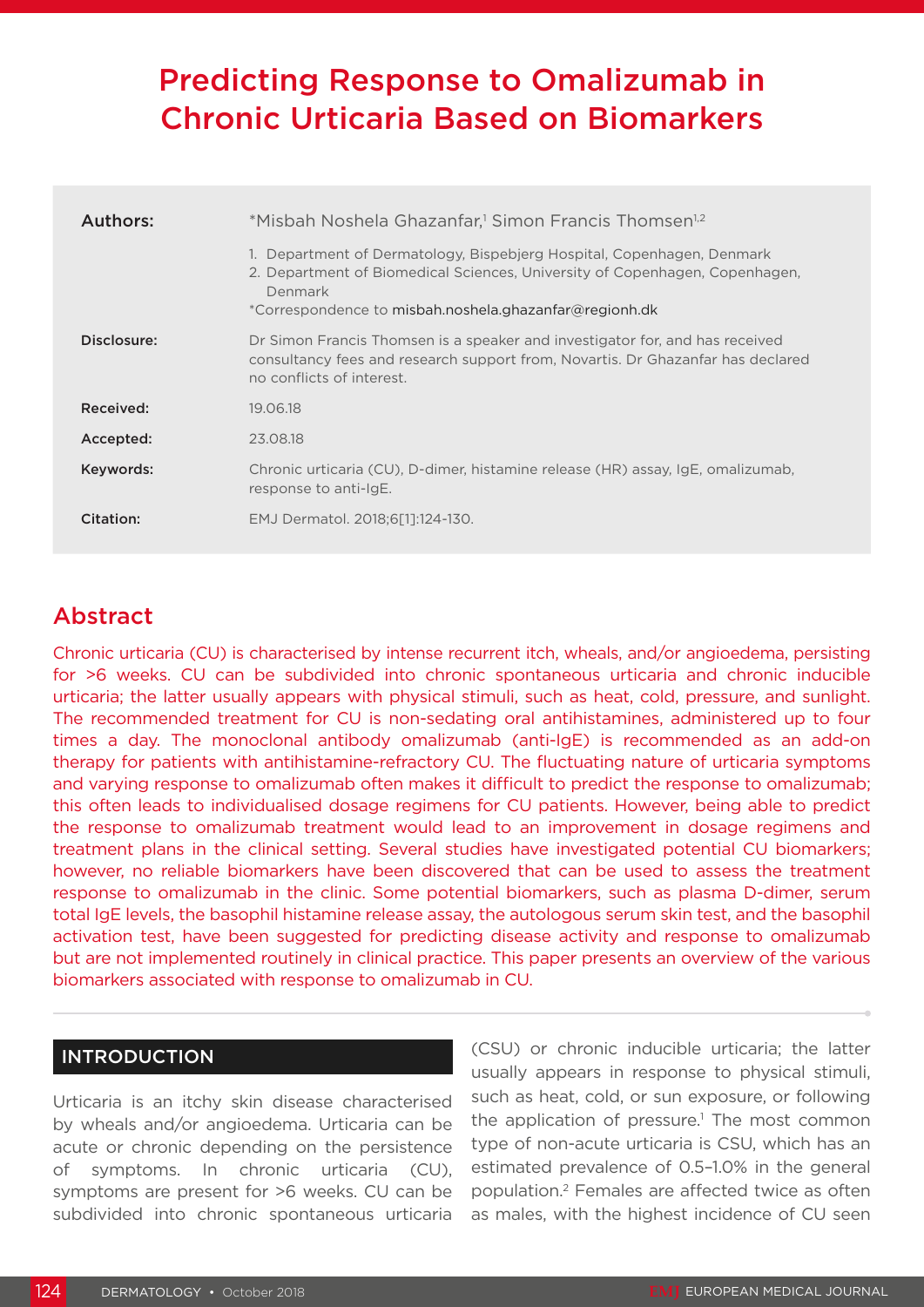# Predicting Response to Omalizumab in Chronic Urticaria Based on Biomarkers

**Authors:** *Misbah Noshela Ghazanfar,[1] Simon Francis Thomsen[1,2]

1. Department of Dermatology, Bispebjerg Hospital, Copenhagen, Denmark
2. Department of Biomedical Sciences, University of Copenhagen, Copenhagen, Denmark

*Correspondence to misbah.noshela.ghazanfar@regionh.dk

**Disclosure:** Dr Simon Francis Thomsen is a speaker and investigator for, and has received consultancy fees and research support from, Novartis. Dr Ghazanfar has declared no conflicts of interest.

**Received:** 19.06.18

**Accepted:** 23.08.18

**Keywords:** Chronic urticaria (CU), D-dimer, histamine release (HR) assay, IgE, omalizumab, response to anti-IgE.

**Citation:** EMJ Dermatol. 2018;6[1]:124-130.

## Abstract

Chronic urticaria (CU) is characterised by intense recurrent itch, wheals, and/or angioedema, persisting for >6 weeks. CU can be subdivided into chronic spontaneous urticaria and chronic inducible urticaria; the latter usually appears with physical stimuli, such as heat, cold, pressure, and sunlight. The recommended treatment for CU is non-sedating oral antihistamines, administered up to four times a day. The monoclonal antibody omalizumab (anti-IgE) is recommended as an add-on therapy for patients with antihistamine-refractory CU. The fluctuating nature of urticaria symptoms and varying response to omalizumab often makes it difficult to predict the response to omalizumab; this often leads to individualised dosage regimens for CU patients. However, being able to predict the response to omalizumab treatment would lead to an improvement in dosage regimens and treatment plans in the clinical setting. Several studies have investigated potential CU biomarkers; however, no reliable biomarkers have been discovered that can be used to assess the treatment response to omalizumab in the clinic. Some potential biomarkers, such as plasma D-dimer, serum total IgE levels, the basophil histamine release assay, the autologous serum skin test, and the basophil activation test, have been suggested for predicting disease activity and response to omalizumab but are not implemented routinely in clinical practice. This paper presents an overview of the various biomarkers associated with response to omalizumab in CU.

## INTRODUCTION

Urticaria is an itchy skin disease characterised by wheals and/or angioedema. Urticaria can be acute or chronic depending on the persistence of symptoms. In chronic urticaria (CU), symptoms are present for >6 weeks. CU can be subdivided into chronic spontaneous urticaria (CSU) or chronic inducible urticaria; the latter usually appears in response to physical stimuli, such as heat, cold, or sun exposure, or following the application of pressure.[1] The most common type of non-acute urticaria is CSU, which has an estimated prevalence of 0.5–1.0% in the general population.[2] Females are affected twice as often as males, with the highest incidence of CU seen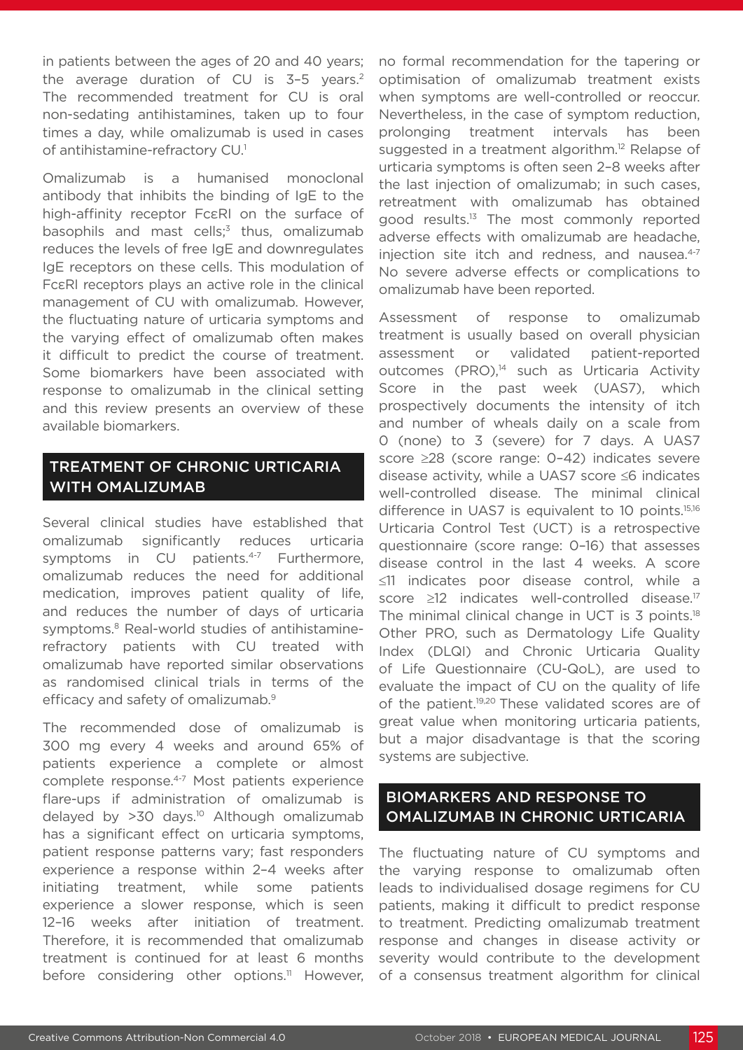in patients between the ages of 20 and 40 years; the average duration of CU is 3–5 years.[2] The recommended treatment for CU is oral non-sedating antihistamines, taken up to four times a day, while omalizumab is used in cases of antihistamine-refractory CU.[1]

Omalizumab is a humanised monoclonal antibody that inhibits the binding of IgE to the high-affinity receptor FcεRI on the surface of basophils and mast cells;[3] thus, omalizumab reduces the levels of free IgE and downregulates IgE receptors on these cells. This modulation of FcεRI receptors plays an active role in the clinical management of CU with omalizumab. However, the fluctuating nature of urticaria symptoms and the varying effect of omalizumab often makes it difficult to predict the course of treatment. Some biomarkers have been associated with response to omalizumab in the clinical setting and this review presents an overview of these available biomarkers.

## TREATMENT OF CHRONIC URTICARIA WITH OMALIZUMAB

Several clinical studies have established that omalizumab significantly reduces urticaria symptoms in CU patients.[4-7] Furthermore, omalizumab reduces the need for additional medication, improves patient quality of life, and reduces the number of days of urticaria symptoms.[8] Real-world studies of antihistamine-refractory patients with CU treated with omalizumab have reported similar observations as randomised clinical trials in terms of the efficacy and safety of omalizumab.[9]

The recommended dose of omalizumab is 300 mg every 4 weeks and around 65% of patients experience a complete or almost complete response.[4-7] Most patients experience flare-ups if administration of omalizumab is delayed by >30 days.[10] Although omalizumab has a significant effect on urticaria symptoms, patient response patterns vary; fast responders experience a response within 2–4 weeks after initiating treatment, while some patients experience a slower response, which is seen 12–16 weeks after initiation of treatment. Therefore, it is recommended that omalizumab treatment is continued for at least 6 months before considering other options.[11] However, no formal recommendation for the tapering or optimisation of omalizumab treatment exists when symptoms are well-controlled or reoccur. Nevertheless, in the case of symptom reduction, prolonging treatment intervals has been suggested in a treatment algorithm.[12] Relapse of urticaria symptoms is often seen 2–8 weeks after the last injection of omalizumab; in such cases, retreatment with omalizumab has obtained good results.[13] The most commonly reported adverse effects with omalizumab are headache, injection site itch and redness, and nausea.[4-7] No severe adverse effects or complications to omalizumab have been reported.

Assessment of response to omalizumab treatment is usually based on overall physician assessment or validated patient-reported outcomes (PRO),[14] such as Urticaria Activity Score in the past week (UAS7), which prospectively documents the intensity of itch and number of wheals daily on a scale from 0 (none) to 3 (severe) for 7 days. A UAS7 score ≥28 (score range: 0–42) indicates severe disease activity, while a UAS7 score ≤6 indicates well-controlled disease. The minimal clinical difference in UAS7 is equivalent to 10 points.[15,16] Urticaria Control Test (UCT) is a retrospective questionnaire (score range: 0–16) that assesses disease control in the last 4 weeks. A score ≤11 indicates poor disease control, while a score ≥12 indicates well-controlled disease.[17] The minimal clinical change in UCT is 3 points.[18] Other PRO, such as Dermatology Life Quality Index (DLQI) and Chronic Urticaria Quality of Life Questionnaire (CU-QoL), are used to evaluate the impact of CU on the quality of life of the patient.[19,20] These validated scores are of great value when monitoring urticaria patients, but a major disadvantage is that the scoring systems are subjective.

## BIOMARKERS AND RESPONSE TO OMALIZUMAB IN CHRONIC URTICARIA

The fluctuating nature of CU symptoms and the varying response to omalizumab often leads to individualised dosage regimens for CU patients, making it difficult to predict response to treatment. Predicting omalizumab treatment response and changes in disease activity or severity would contribute to the development of a consensus treatment algorithm for clinical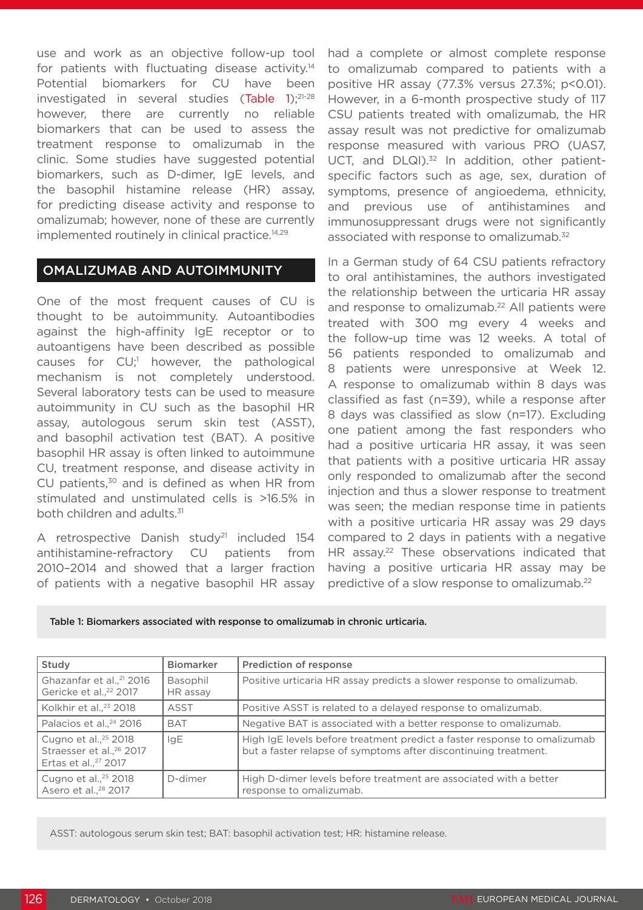use and work as an objective follow-up tool for patients with fluctuating disease activity.[14] Potential biomarkers for CU have been investigated in several studies (Table 1);[21-28] however, there are currently no reliable biomarkers that can be used to assess the treatment response to omalizumab in the clinic. Some studies have suggested potential biomarkers, such as D-dimer, IgE levels, and the basophil histamine release (HR) assay, for predicting disease activity and response to omalizumab; however, none of these are currently implemented routinely in clinical practice.[14,29]

## OMALIZUMAB AND AUTOIMMUNITY

One of the most frequent causes of CU is thought to be autoimmunity. Autoantibodies against the high-affinity IgE receptor or to autoantigens have been described as possible causes for CU;[1] however, the pathological mechanism is not completely understood. Several laboratory tests can be used to measure autoimmunity in CU such as the basophil HR assay, autologous serum skin test (ASST), and basophil activation test (BAT). A positive basophil HR assay is often linked to autoimmune CU, treatment response, and disease activity in CU patients,[30] and is defined as when HR from stimulated and unstimulated cells is >16.5% in both children and adults.[31]

A retrospective Danish study[21] included 154 antihistamine-refractory CU patients from 2010–2014 and showed that a larger fraction of patients with a negative basophil HR assay had a complete or almost complete response to omalizumab compared to patients with a positive HR assay (77.3% versus 27.3%; $p<0.01$). However, in a 6-month prospective study of 117 CSU patients treated with omalizumab, the HR assay result was not predictive for omalizumab response measured with various PRO (UAS7, UCT, and DLQI).[32] In addition, other patient-specific factors such as age, sex, duration of symptoms, presence of angioedema, ethnicity, and previous use of antihistamines and immunosuppressant drugs were not significantly associated with response to omalizumab.[32]

In a German study of 64 CSU patients refractory to oral antihistamines, the authors investigated the relationship between the urticaria HR assay and response to omalizumab.[22] All patients were treated with 300 mg every 4 weeks and the follow-up time was 12 weeks. A total of 56 patients responded to omalizumab and 8 patients were unresponsive at Week 12. A response to omalizumab within 8 days was classified as fast (n=39), while a response after 8 days was classified as slow (n=17). Excluding one patient among the fast responders who had a positive urticaria HR assay, it was seen that patients with a positive urticaria HR assay only responded to omalizumab after the second injection and thus a slower response to treatment was seen; the median response time in patients with a positive urticaria HR assay was 29 days compared to 2 days in patients with a negative HR assay.[22] These observations indicated that having a positive urticaria HR assay may be predictive of a slow response to omalizumab.[22]

Table 1: Biomarkers associated with response to omalizumab in chronic urticaria.

| Study | Biomarker | Prediction of response |
|---|---|---|
| Ghazanfar et al.,[21] 2016<br>Gericke et al.,[22] 2017 | Basophil HR assay | Positive urticaria HR assay predicts a slower response to omalizumab. |
| Kolkhir et al.,[23] 2018 | ASST | Positive ASST is related to a delayed response to omalizumab. |
| Palacios et al.,[24] 2016 | BAT | Negative BAT is associated with a better response to omalizumab. |
| Cugno et al.,[25] 2018<br>Straesser et al.,[26] 2017<br>Ertas et al.,[27] 2017 | IgE | High IgE levels before treatment predict a faster response to omalizumab but a faster relapse of symptoms after discontinuing treatment. |
| Cugno et al.,[25] 2018<br>Asero et al.,[28] 2017 | D-dimer | High D-dimer levels before treatment are associated with a better response to omalizumab. |

ASST: autologous serum skin test; BAT: basophil activation test; HR: histamine release.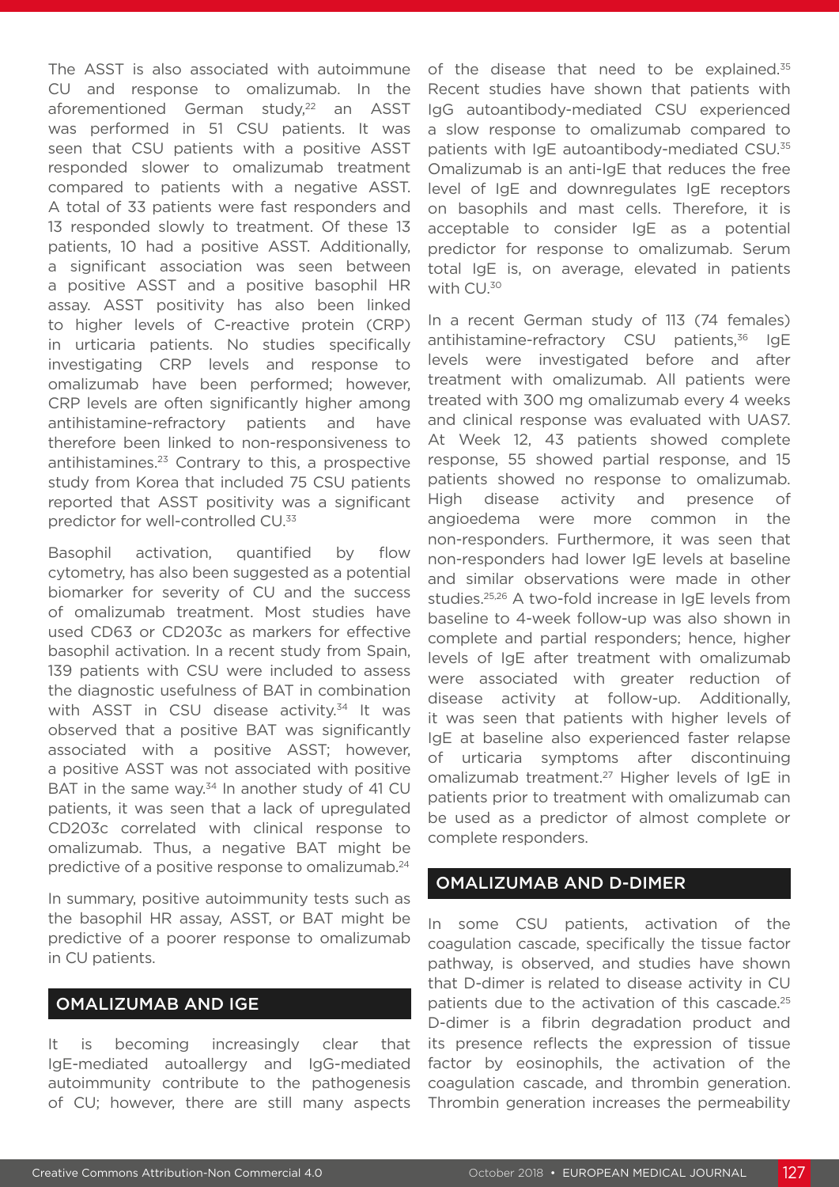The ASST is also associated with autoimmune CU and response to omalizumab. In the aforementioned German study,[22] an ASST was performed in 51 CSU patients. It was seen that CSU patients with a positive ASST responded slower to omalizumab treatment compared to patients with a negative ASST. A total of 33 patients were fast responders and 13 responded slowly to treatment. Of these 13 patients, 10 had a positive ASST. Additionally, a significant association was seen between a positive ASST and a positive basophil HR assay. ASST positivity has also been linked to higher levels of C-reactive protein (CRP) in urticaria patients. No studies specifically investigating CRP levels and response to omalizumab have been performed; however, CRP levels are often significantly higher among antihistamine-refractory patients and have therefore been linked to non-responsiveness to antihistamines.[23] Contrary to this, a prospective study from Korea that included 75 CSU patients reported that ASST positivity was a significant predictor for well-controlled CU.[33]

Basophil activation, quantified by flow cytometry, has also been suggested as a potential biomarker for severity of CU and the success of omalizumab treatment. Most studies have used CD63 or CD203c as markers for effective basophil activation. In a recent study from Spain, 139 patients with CSU were included to assess the diagnostic usefulness of BAT in combination with ASST in CSU disease activity.[34] It was observed that a positive BAT was significantly associated with a positive ASST; however, a positive ASST was not associated with positive BAT in the same way.[34] In another study of 41 CU patients, it was seen that a lack of upregulated CD203c correlated with clinical response to omalizumab. Thus, a negative BAT might be predictive of a positive response to omalizumab.[24]

In summary, positive autoimmunity tests such as the basophil HR assay, ASST, or BAT might be predictive of a poorer response to omalizumab in CU patients.

## OMALIZUMAB AND IGE

It is becoming increasingly clear that IgE-mediated autoallergy and IgG-mediated autoimmunity contribute to the pathogenesis of CU; however, there are still many aspects of the disease that need to be explained.[35] Recent studies have shown that patients with IgG autoantibody-mediated CSU experienced a slow response to omalizumab compared to patients with IgE autoantibody-mediated CSU.[35] Omalizumab is an anti-IgE that reduces the free level of IgE and downregulates IgE receptors on basophils and mast cells. Therefore, it is acceptable to consider IgE as a potential predictor for response to omalizumab. Serum total IgE is, on average, elevated in patients with CU.[30]

In a recent German study of 113 (74 females) antihistamine-refractory CSU patients,[36] IgE levels were investigated before and after treatment with omalizumab. All patients were treated with 300 mg omalizumab every 4 weeks and clinical response was evaluated with UAS7. At Week 12, 43 patients showed complete response, 55 showed partial response, and 15 patients showed no response to omalizumab. High disease activity and presence of angioedema were more common in the non-responders. Furthermore, it was seen that non-responders had lower IgE levels at baseline and similar observations were made in other studies.[25,26] A two-fold increase in IgE levels from baseline to 4-week follow-up was also shown in complete and partial responders; hence, higher levels of IgE after treatment with omalizumab were associated with greater reduction of disease activity at follow-up. Additionally, it was seen that patients with higher levels of IgE at baseline also experienced faster relapse of urticaria symptoms after discontinuing omalizumab treatment.[27] Higher levels of IgE in patients prior to treatment with omalizumab can be used as a predictor of almost complete or complete responders.

## OMALIZUMAB AND D-DIMER

In some CSU patients, activation of the coagulation cascade, specifically the tissue factor pathway, is observed, and studies have shown that D-dimer is related to disease activity in CU patients due to the activation of this cascade.[25] D-dimer is a fibrin degradation product and its presence reflects the expression of tissue factor by eosinophils, the activation of the coagulation cascade, and thrombin generation. Thrombin generation increases the permeability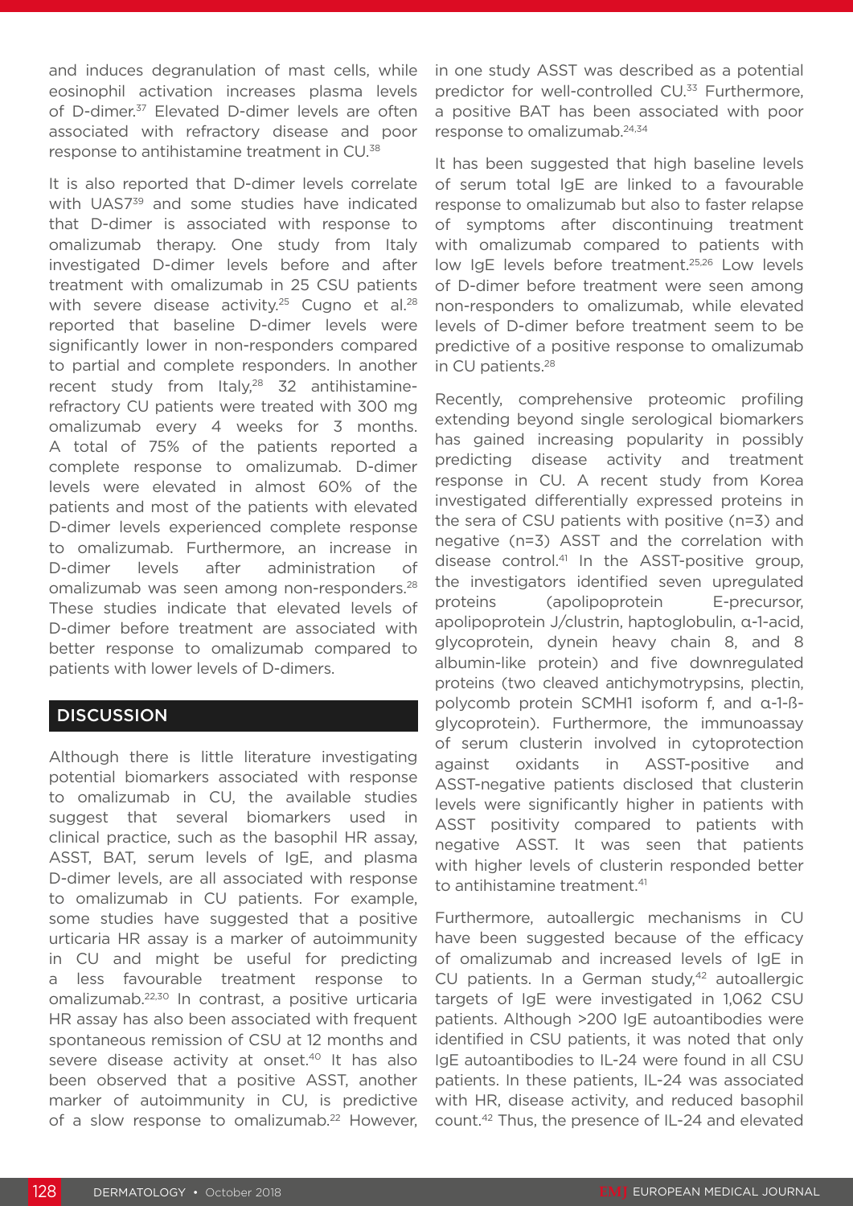and induces degranulation of mast cells, while eosinophil activation increases plasma levels of D-dimer.[37] Elevated D-dimer levels are often associated with refractory disease and poor response to antihistamine treatment in CU.[38]

It is also reported that D-dimer levels correlate with UAS7[39] and some studies have indicated that D-dimer is associated with response to omalizumab therapy. One study from Italy investigated D-dimer levels before and after treatment with omalizumab in 25 CSU patients with severe disease activity.[25] Cugno et al.[28] reported that baseline D-dimer levels were significantly lower in non-responders compared to partial and complete responders. In another recent study from Italy,[28] 32 antihistamine-refractory CU patients were treated with 300 mg omalizumab every 4 weeks for 3 months. A total of 75% of the patients reported a complete response to omalizumab. D-dimer levels were elevated in almost 60% of the patients and most of the patients with elevated D-dimer levels experienced complete response to omalizumab. Furthermore, an increase in D-dimer levels after administration of omalizumab was seen among non-responders.[28] These studies indicate that elevated levels of D-dimer before treatment are associated with better response to omalizumab compared to patients with lower levels of D-dimers.

## DISCUSSION

Although there is little literature investigating potential biomarkers associated with response to omalizumab in CU, the available studies suggest that several biomarkers used in clinical practice, such as the basophil HR assay, ASST, BAT, serum levels of IgE, and plasma D-dimer levels, are all associated with response to omalizumab in CU patients. For example, some studies have suggested that a positive urticaria HR assay is a marker of autoimmunity in CU and might be useful for predicting a less favourable treatment response to omalizumab.[22,30] In contrast, a positive urticaria HR assay has also been associated with frequent spontaneous remission of CSU at 12 months and severe disease activity at onset.[40] It has also been observed that a positive ASST, another marker of autoimmunity in CU, is predictive of a slow response to omalizumab.[22] However, in one study ASST was described as a potential predictor for well-controlled CU.[33] Furthermore, a positive BAT has been associated with poor response to omalizumab.[24,34]

It has been suggested that high baseline levels of serum total IgE are linked to a favourable response to omalizumab but also to faster relapse of symptoms after discontinuing treatment with omalizumab compared to patients with low IgE levels before treatment.[25,26] Low levels of D-dimer before treatment were seen among non-responders to omalizumab, while elevated levels of D-dimer before treatment seem to be predictive of a positive response to omalizumab in CU patients.[28]

Recently, comprehensive proteomic profiling extending beyond single serological biomarkers has gained increasing popularity in possibly predicting disease activity and treatment response in CU. A recent study from Korea investigated differentially expressed proteins in the sera of CSU patients with positive (n=3) and negative (n=3) ASST and the correlation with disease control.[41] In the ASST-positive group, the investigators identified seven upregulated proteins (apolipoprotein E-precursor, apolipoprotein J/clustrin, haptoglobulin, α-1-acid, glycoprotein, dynein heavy chain 8, and 8 albumin-like protein) and five downregulated proteins (two cleaved antichymotrypsins, plectin, polycomb protein SCMH1 isoform f, and α-1-ß-glycoprotein). Furthermore, the immunoassay of serum clusterin involved in cytoprotection against oxidants in ASST-positive and ASST-negative patients disclosed that clusterin levels were significantly higher in patients with ASST positivity compared to patients with negative ASST. It was seen that patients with higher levels of clusterin responded better to antihistamine treatment.[41]

Furthermore, autoallergic mechanisms in CU have been suggested because of the efficacy of omalizumab and increased levels of IgE in CU patients. In a German study,[42] autoallergic targets of IgE were investigated in 1,062 CSU patients. Although >200 IgE autoantibodies were identified in CSU patients, it was noted that only IgE autoantibodies to IL-24 were found in all CSU patients. In these patients, IL-24 was associated with HR, disease activity, and reduced basophil count.[42] Thus, the presence of IL-24 and elevated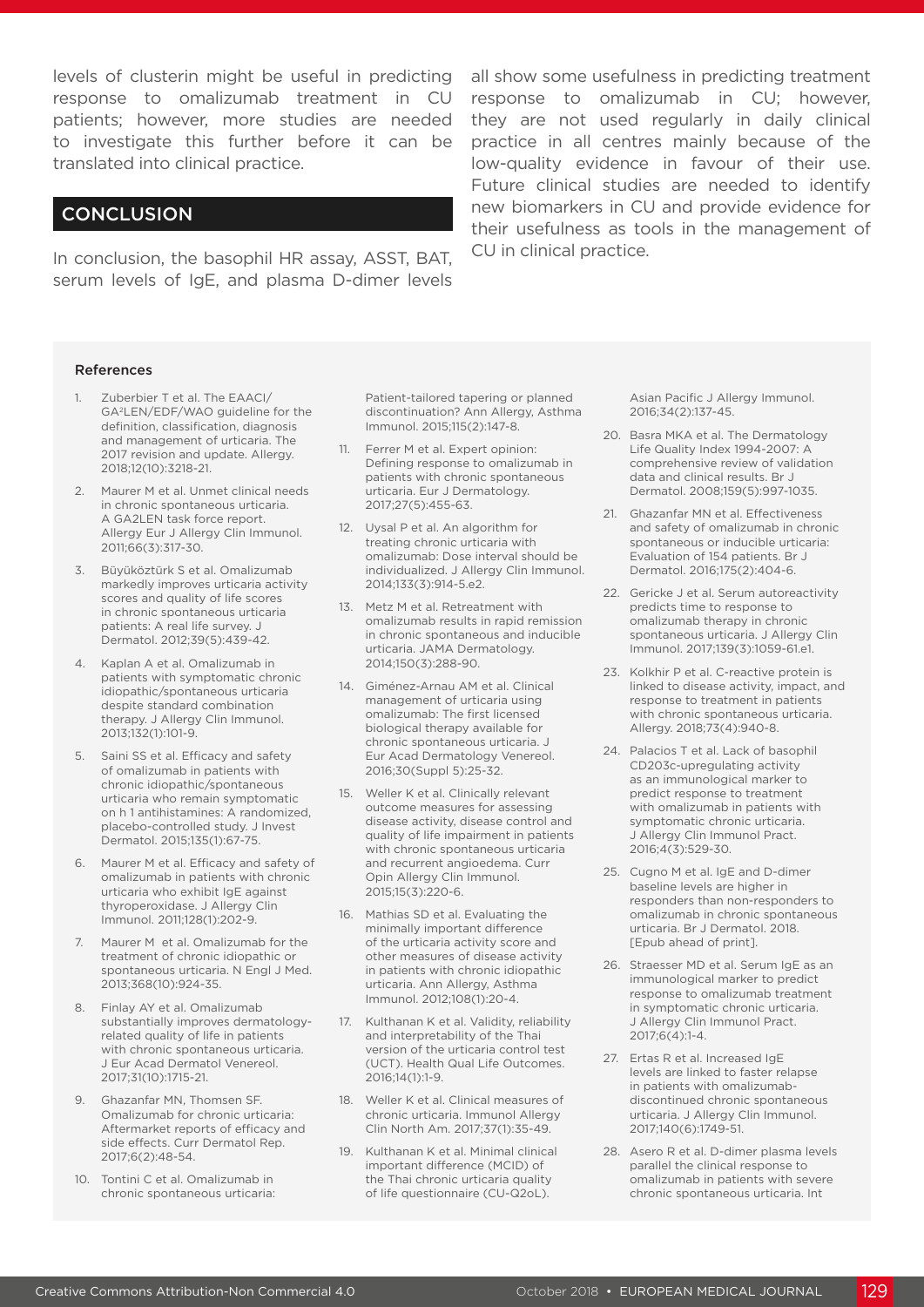levels of clusterin might be useful in predicting response to omalizumab treatment in CU patients; however, more studies are needed to investigate this further before it can be translated into clinical practice.

## CONCLUSION

In conclusion, the basophil HR assay, ASST, BAT, serum levels of IgE, and plasma D-dimer levels all show some usefulness in predicting treatment response to omalizumab in CU; however, they are not used regularly in daily clinical practice in all centres mainly because of the low-quality evidence in favour of their use. Future clinical studies are needed to identify new biomarkers in CU and provide evidence for their usefulness as tools in the management of CU in clinical practice.

### References

1. Zuberbier T et al. The EAACI/GA²LEN/EDF/WAO guideline for the definition, classification, diagnosis and management of urticaria. The 2017 revision and update. Allergy. 2018;12(10):3218-21.
2. Maurer M et al. Unmet clinical needs in chronic spontaneous urticaria. A GA2LEN task force report. Allergy Eur J Allergy Clin Immunol. 2011;66(3):317-30.
3. Büyüköztürk S et al. Omalizumab markedly improves urticaria activity scores and quality of life scores in chronic spontaneous urticaria patients: A real life survey. J Dermatol. 2012;39(5):439-42.
4. Kaplan A et al. Omalizumab in patients with symptomatic chronic idiopathic/spontaneous urticaria despite standard combination therapy. J Allergy Clin Immunol. 2013;132(1):101-9.
5. Saini SS et al. Efficacy and safety of omalizumab in patients with chronic idiopathic/spontaneous urticaria who remain symptomatic on h 1 antihistamines: A randomized, placebo-controlled study. J Invest Dermatol. 2015;135(1):67-75.
6. Maurer M et al. Efficacy and safety of omalizumab in patients with chronic urticaria who exhibit IgE against thyroperoxidase. J Allergy Clin Immunol. 2011;128(1):202-9.
7. Maurer M et al. Omalizumab for the treatment of chronic idiopathic or spontaneous urticaria. N Engl J Med. 2013;368(10):924-35.
8. Finlay AY et al. Omalizumab substantially improves dermatology-related quality of life in patients with chronic spontaneous urticaria. J Eur Acad Dermatol Venereol. 2017;31(10):1715-21.
9. Ghazanfar MN, Thomsen SF. Omalizumab for chronic urticaria: Aftermarket reports of efficacy and side effects. Curr Dermatol Rep. 2017;6(2):48-54.
10. Tontini C et al. Omalizumab in chronic spontaneous urticaria: Patient-tailored tapering or planned discontinuation? Ann Allergy, Asthma Immunol. 2015;115(2):147-8.
11. Ferrer M et al. Expert opinion: Defining response to omalizumab in patients with chronic spontaneous urticaria. Eur J Dermatology. 2017;27(5):455-63.
12. Uysal P et al. An algorithm for treating chronic urticaria with omalizumab: Dose interval should be individualized. J Allergy Clin Immunol. 2014;133(3):914-5.e2.
13. Metz M et al. Retreatment with omalizumab results in rapid remission in chronic spontaneous and inducible urticaria. JAMA Dermatology. 2014;150(3):288-90.
14. Giménez-Arnau AM et al. Clinical management of urticaria using omalizumab: The first licensed biological therapy available for chronic spontaneous urticaria. J Eur Acad Dermatology Venereol. 2016;30(Suppl 5):25-32.
15. Weller K et al. Clinically relevant outcome measures for assessing disease activity, disease control and quality of life impairment in patients with chronic spontaneous urticaria and recurrent angioedema. Curr Opin Allergy Clin Immunol. 2015;15(3):220-6.
16. Mathias SD et al. Evaluating the minimally important difference of the urticaria activity score and other measures of disease activity in patients with chronic idiopathic urticaria. Ann Allergy, Asthma Immunol. 2012;108(1):20-4.
17. Kulthanan K et al. Validity, reliability and interpretability of the Thai version of the urticaria control test (UCT). Health Qual Life Outcomes. 2016;14(1):1-9.
18. Weller K et al. Clinical measures of chronic urticaria. Immunol Allergy Clin North Am. 2017;37(1):35-49.
19. Kulthanan K et al. Minimal clinical important difference (MCID) of the Thai chronic urticaria quality of life questionnaire (CU-Q2oL). Asian Pacific J Allergy Immunol. 2016;34(2):137-45.
20. Basra MKA et al. The Dermatology Life Quality Index 1994-2007: A comprehensive review of validation data and clinical results. Br J Dermatol. 2008;159(5):997-1035.
21. Ghazanfar MN et al. Effectiveness and safety of omalizumab in chronic spontaneous or inducible urticaria: Evaluation of 154 patients. Br J Dermatol. 2016;175(2):404-6.
22. Gericke J et al. Serum autoreactivity predicts time to response to omalizumab therapy in chronic spontaneous urticaria. J Allergy Clin Immunol. 2017;139(3):1059-61.e1.
23. Kolkhir P et al. C-reactive protein is linked to disease activity, impact, and response to treatment in patients with chronic spontaneous urticaria. Allergy. 2018;73(4):940-8.
24. Palacios T et al. Lack of basophil CD203c-upregulating activity as an immunological marker to predict response to treatment with omalizumab in patients with symptomatic chronic urticaria. J Allergy Clin Immunol Pract. 2016;4(3):529-30.
25. Cugno M et al. IgE and D-dimer baseline levels are higher in responders than non-responders to omalizumab in chronic spontaneous urticaria. Br J Dermatol. 2018. [Epub ahead of print].
26. Straesser MD et al. Serum IgE as an immunological marker to predict response to omalizumab treatment in symptomatic chronic urticaria. J Allergy Clin Immunol Pract. 2017;6(4):1-4.
27. Ertas R et al. Increased IgE levels are linked to faster relapse in patients with omalizumab-discontinued chronic spontaneous urticaria. J Allergy Clin Immunol. 2017;140(6):1749-51.
28. Asero R et al. D-dimer plasma levels parallel the clinical response to omalizumab in patients with severe chronic spontaneous urticaria. Int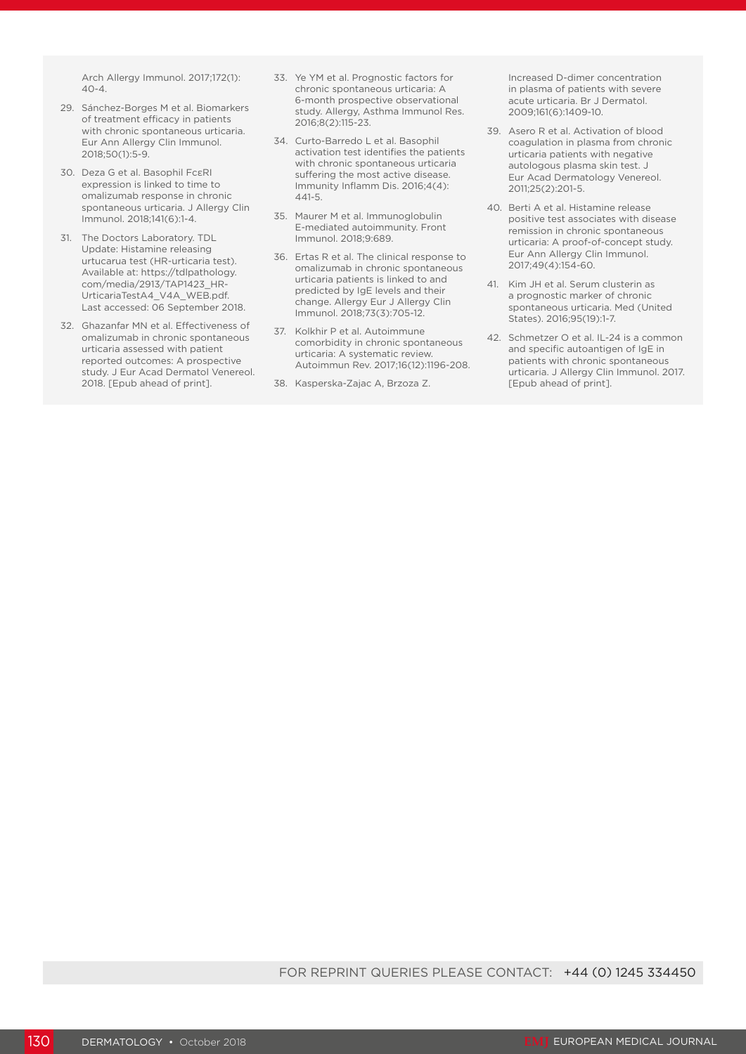Arch Allergy Immunol. 2017;172(1): 40-4.

29. Sánchez-Borges M et al. Biomarkers of treatment efficacy in patients with chronic spontaneous urticaria. Eur Ann Allergy Clin Immunol. 2018;50(1):5-9.
30. Deza G et al. Basophil FcεRI expression is linked to time to omalizumab response in chronic spontaneous urticaria. J Allergy Clin Immunol. 2018;141(6):1-4.
31. The Doctors Laboratory. TDL Update: Histamine releasing urtucarua test (HR-urticaria test). Available at: https://tdlpathology.com/media/2913/TAP1423_HR-UrticariaTestA4_V4A_WEB.pdf. Last accessed: 06 September 2018.
32. Ghazanfar MN et al. Effectiveness of omalizumab in chronic spontaneous urticaria assessed with patient reported outcomes: A prospective study. J Eur Acad Dermatol Venereol. 2018. [Epub ahead of print].
33. Ye YM et al. Prognostic factors for chronic spontaneous urticaria: A 6-month prospective observational study. Allergy, Asthma Immunol Res. 2016;8(2):115-23.
34. Curto-Barredo L et al. Basophil activation test identifies the patients with chronic spontaneous urticaria suffering the most active disease. Immunity Inflamm Dis. 2016;4(4): 441-5.
35. Maurer M et al. Immunoglobulin E-mediated autoimmunity. Front Immunol. 2018;9:689.
36. Ertas R et al. The clinical response to omalizumab in chronic spontaneous urticaria patients is linked to and predicted by IgE levels and their change. Allergy Eur J Allergy Clin Immunol. 2018;73(3):705-12.
37. Kolkhir P et al. Autoimmune comorbidity in chronic spontaneous urticaria: A systematic review. Autoimmun Rev. 2017;16(12):1196-208.
38. Kasperska-Zajac A, Brzoza Z. Increased D-dimer concentration in plasma of patients with severe acute urticaria. Br J Dermatol. 2009;161(6):1409-10.
39. Asero R et al. Activation of blood coagulation in plasma from chronic urticaria patients with negative autologous plasma skin test. J Eur Acad Dermatology Venereol. 2011;25(2):201-5.
40. Berti A et al. Histamine release positive test associates with disease remission in chronic spontaneous urticaria: A proof-of-concept study. Eur Ann Allergy Clin Immunol. 2017;49(4):154-60.
41. Kim JH et al. Serum clusterin as a prognostic marker of chronic spontaneous urticaria. Med (United States). 2016;95(19):1-7.
42. Schmetzer O et al. IL-24 is a common and specific autoantigen of IgE in patients with chronic spontaneous urticaria. J Allergy Clin Immunol. 2017. [Epub ahead of print].

FOR REPRINT QUERIES PLEASE CONTACT: +44 (0) 1245 334450